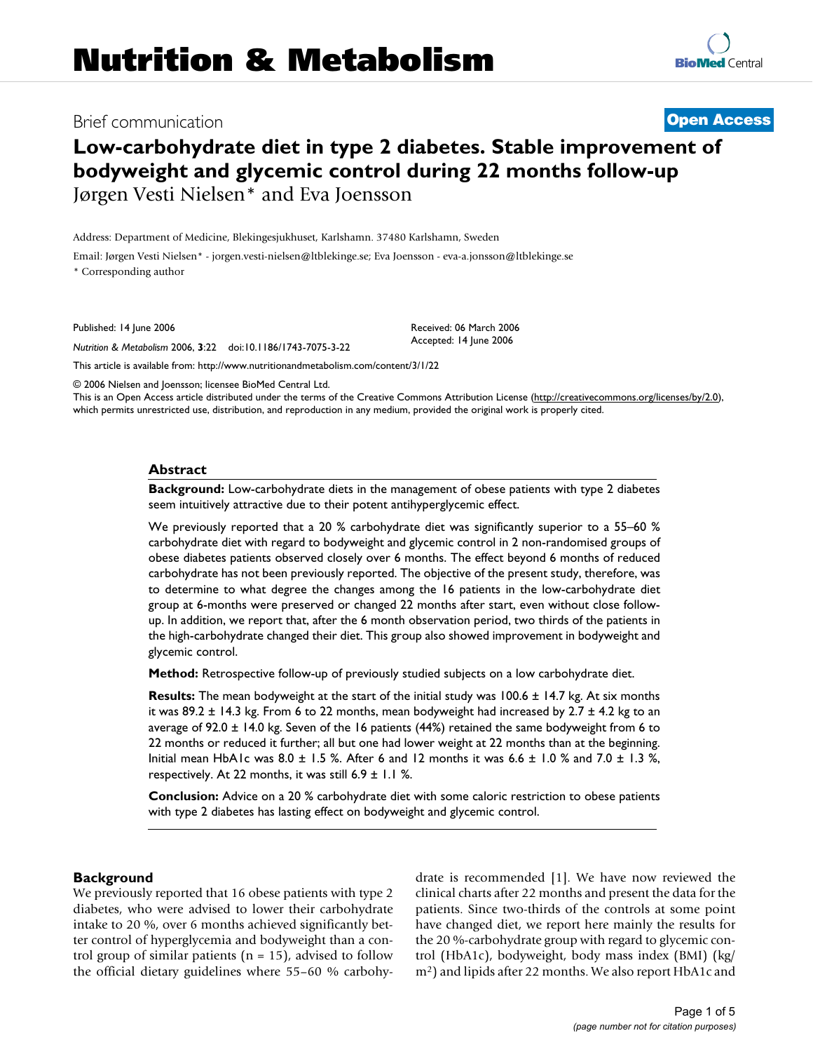# Nutrition & Metabolism

Brief communication

**Open Access**

# Low-carbohydrate diet in type 2 diabetes. Stable improvement of bodyweight and glycemic control during 22 months follow-up

Jørgen Vesti Nielsen* and Eva Joensson

Address: Department of Medicine, Blekingesjukhuset, Karlshamn. 37480 Karlshamn, Sweden

Email: Jørgen Vesti Nielsen* - jorgen.vesti-nielsen@ltblekinge.se; Eva Joensson - eva-a.jonsson@ltblekinge.se

* Corresponding author

Published: 14 June 2006

*Nutrition & Metabolism* 2006, **3**:22 doi:10.1186/1743-7075-3-22

Received: 06 March 2006
Accepted: 14 June 2006

This article is available from: http://www.nutritionandmetabolism.com/content/3/1/22

© 2006 Nielsen and Joensson; licensee BioMed Central Ltd.

This is an Open Access article distributed under the terms of the Creative Commons Attribution License (http://creativecommons.org/licenses/by/2.0), which permits unrestricted use, distribution, and reproduction in any medium, provided the original work is properly cited.

## Abstract

**Background:** Low-carbohydrate diets in the management of obese patients with type 2 diabetes seem intuitively attractive due to their potent antihyperglycemic effect.

We previously reported that a 20 % carbohydrate diet was significantly superior to a 55–60 % carbohydrate diet with regard to bodyweight and glycemic control in 2 non-randomised groups of obese diabetes patients observed closely over 6 months. The effect beyond 6 months of reduced carbohydrate has not been previously reported. The objective of the present study, therefore, was to determine to what degree the changes among the 16 patients in the low-carbohydrate diet group at 6-months were preserved or changed 22 months after start, even without close follow-up. In addition, we report that, after the 6 month observation period, two thirds of the patients in the high-carbohydrate changed their diet. This group also showed improvement in bodyweight and glycemic control.

**Method:** Retrospective follow-up of previously studied subjects on a low carbohydrate diet.

**Results:** The mean bodyweight at the start of the initial study was 100.6 ± 14.7 kg. At six months it was 89.2 ± 14.3 kg. From 6 to 22 months, mean bodyweight had increased by 2.7 ± 4.2 kg to an average of 92.0 ± 14.0 kg. Seven of the 16 patients (44%) retained the same bodyweight from 6 to 22 months or reduced it further; all but one had lower weight at 22 months than at the beginning. Initial mean HbA1c was 8.0 ± 1.5 %. After 6 and 12 months it was 6.6 ± 1.0 % and 7.0 ± 1.3 %, respectively. At 22 months, it was still 6.9 ± 1.1 %.

**Conclusion:** Advice on a 20 % carbohydrate diet with some caloric restriction to obese patients with type 2 diabetes has lasting effect on bodyweight and glycemic control.

## Background

We previously reported that 16 obese patients with type 2 diabetes, who were advised to lower their carbohydrate intake to 20 %, over 6 months achieved significantly better control of hyperglycemia and bodyweight than a control group of similar patients (n = 15), advised to follow the official dietary guidelines where 55–60 % carbohydrate is recommended [1]. We have now reviewed the clinical charts after 22 months and present the data for the patients. Since two-thirds of the controls at some point have changed diet, we report here mainly the results for the 20 %-carbohydrate group with regard to glycemic control (HbA1c), bodyweight, body mass index (BMI) (kg/$m^2$) and lipids after 22 months. We also report HbA1c and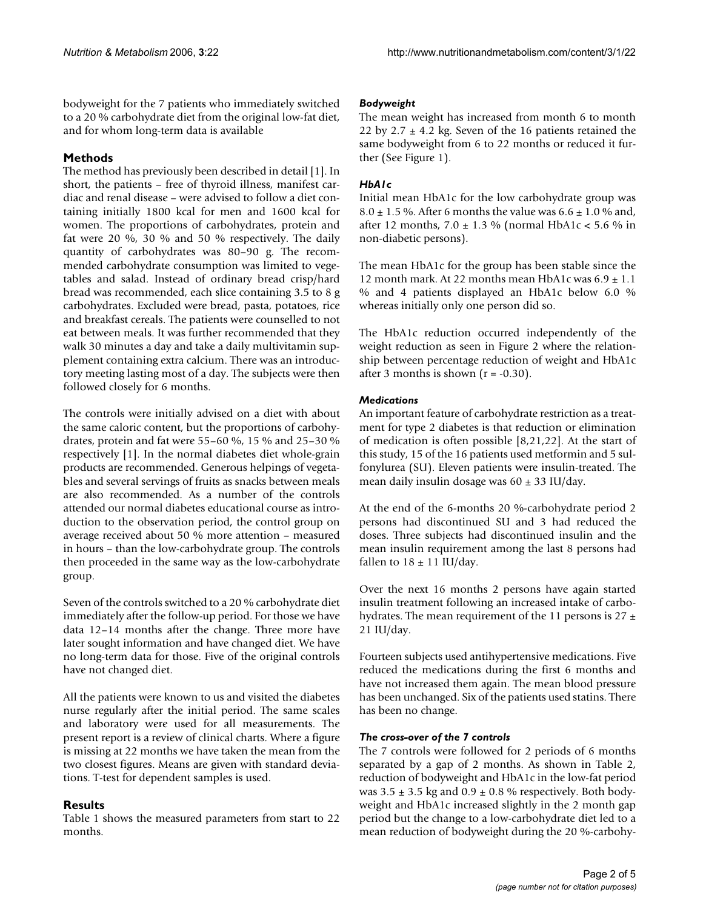bodyweight for the 7 patients who immediately switched to a 20 % carbohydrate diet from the original low-fat diet, and for whom long-term data is available

## Methods

The method has previously been described in detail [1]. In short, the patients – free of thyroid illness, manifest cardiac and renal disease – were advised to follow a diet containing initially 1800 kcal for men and 1600 kcal for women. The proportions of carbohydrates, protein and fat were 20 %, 30 % and 50 % respectively. The daily quantity of carbohydrates was 80–90 g. The recommended carbohydrate consumption was limited to vegetables and salad. Instead of ordinary bread crisp/hard bread was recommended, each slice containing 3.5 to 8 g carbohydrates. Excluded were bread, pasta, potatoes, rice and breakfast cereals. The patients were counselled to not eat between meals. It was further recommended that they walk 30 minutes a day and take a daily multivitamin supplement containing extra calcium. There was an introductory meeting lasting most of a day. The subjects were then followed closely for 6 months.

The controls were initially advised on a diet with about the same caloric content, but the proportions of carbohydrates, protein and fat were 55–60 %, 15 % and 25–30 % respectively [1]. In the normal diabetes diet whole-grain products are recommended. Generous helpings of vegetables and several servings of fruits as snacks between meals are also recommended. As a number of the controls attended our normal diabetes educational course as introduction to the observation period, the control group on average received about 50 % more attention – measured in hours – than the low-carbohydrate group. The controls then proceeded in the same way as the low-carbohydrate group.

Seven of the controls switched to a 20 % carbohydrate diet immediately after the follow-up period. For those we have data 12–14 months after the change. Three more have later sought information and have changed diet. We have no long-term data for those. Five of the original controls have not changed diet.

All the patients were known to us and visited the diabetes nurse regularly after the initial period. The same scales and laboratory were used for all measurements. The present report is a review of clinical charts. Where a figure is missing at 22 months we have taken the mean from the two closest figures. Means are given with standard deviations. T-test for dependent samples is used.

## Results

Table 1 shows the measured parameters from start to 22 months.

### *Bodyweight*

The mean weight has increased from month 6 to month 22 by 2.7 ± 4.2 kg. Seven of the 16 patients retained the same bodyweight from 6 to 22 months or reduced it further (See Figure 1).

### *HbA1c*

Initial mean HbA1c for the low carbohydrate group was 8.0 ± 1.5 %. After 6 months the value was 6.6 ± 1.0 % and, after 12 months, 7.0 ± 1.3 % (normal HbA1c < 5.6 % in non-diabetic persons).

The mean HbA1c for the group has been stable since the 12 month mark. At 22 months mean HbA1c was 6.9 ± 1.1 % and 4 patients displayed an HbA1c below 6.0 % whereas initially only one person did so.

The HbA1c reduction occurred independently of the weight reduction as seen in Figure 2 where the relationship between percentage reduction of weight and HbA1c after 3 months is shown ($r = -0.30$).

### *Medications*

An important feature of carbohydrate restriction as a treatment for type 2 diabetes is that reduction or elimination of medication is often possible [8,21,22]. At the start of this study, 15 of the 16 patients used metformin and 5 sulfonylurea (SU). Eleven patients were insulin-treated. The mean daily insulin dosage was 60 ± 33 IU/day.

At the end of the 6-months 20 %-carbohydrate period 2 persons had discontinued SU and 3 had reduced the doses. Three subjects had discontinued insulin and the mean insulin requirement among the last 8 persons had fallen to 18 ± 11 IU/day.

Over the next 16 months 2 persons have again started insulin treatment following an increased intake of carbohydrates. The mean requirement of the 11 persons is 27 ± 21 IU/day.

Fourteen subjects used antihypertensive medications. Five reduced the medications during the first 6 months and have not increased them again. The mean blood pressure has been unchanged. Six of the patients used statins. There has been no change.

### *The cross-over of the 7 controls*

The 7 controls were followed for 2 periods of 6 months separated by a gap of 2 months. As shown in Table 2, reduction of bodyweight and HbA1c in the low-fat period was 3.5 ± 3.5 kg and 0.9 ± 0.8 % respectively. Both bodyweight and HbA1c increased slightly in the 2 month gap period but the change to a low-carbohydrate diet led to a mean reduction of bodyweight during the 20 %-carbohy-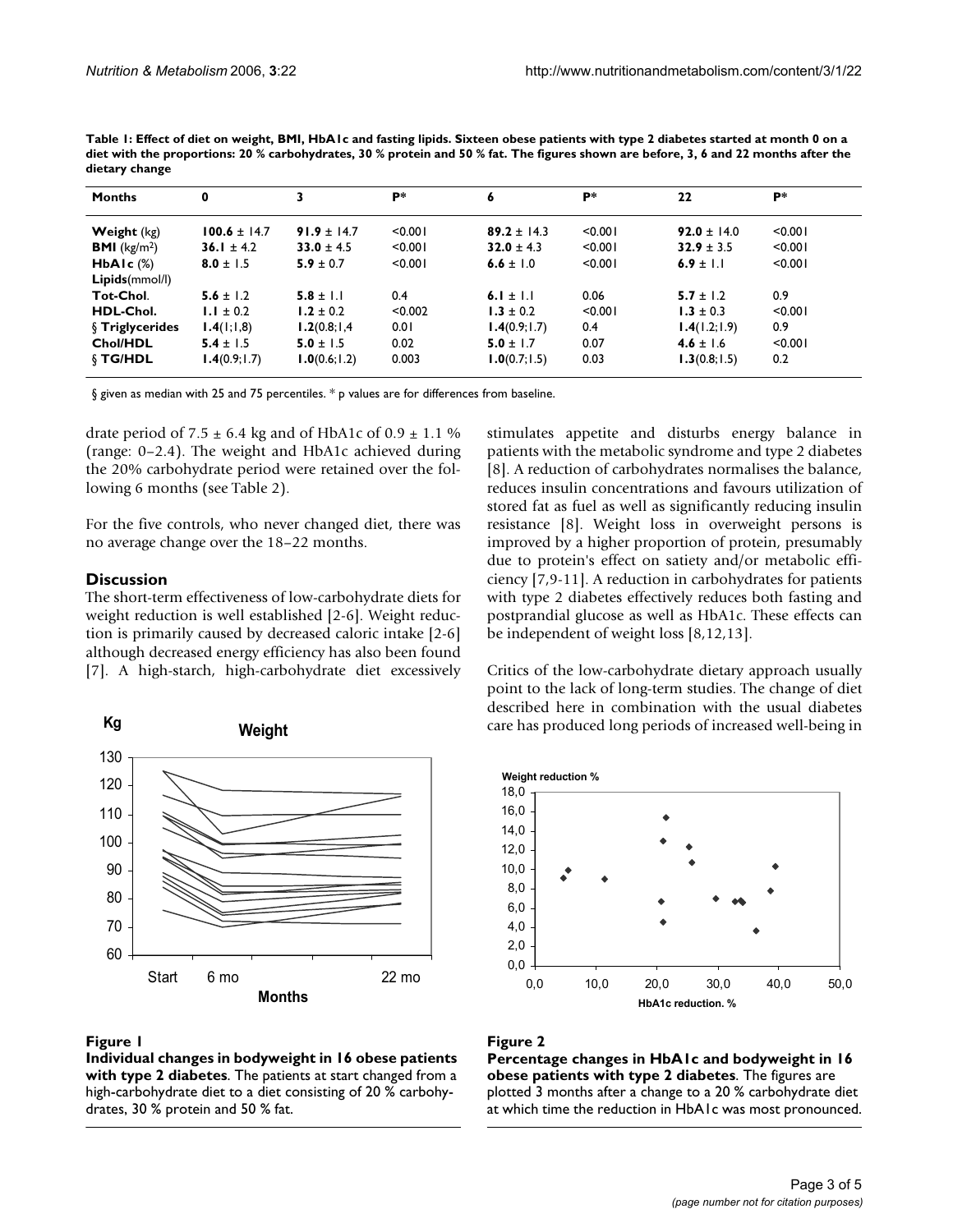**Table 1: Effect of diet on weight, BMI, HbA1c and fasting lipids. Sixteen obese patients with type 2 diabetes started at month 0 on a diet with the proportions: 20 % carbohydrates, 30 % protein and 50 % fat. The figures shown are before, 3, 6 and 22 months after the dietary change**

| Months | 0 | 3 | P* | 6 | P* | 22 | P* |
|---|---|---|---|---|---|---|---|
| **Weight** (kg) | **100.6** ± 14.7 | **91.9** ± 14.7 | <0.001 | **89.2** ± 14.3 | <0.001 | **92.0** ± 14.0 | <0.001 |
| **BMI** (kg/m$^2$) | **36.1** ± 4.2 | **33.0** ± 4.5 | <0.001 | **32.0** ± 4.3 | <0.001 | **32.9** ± 3.5 | <0.001 |
| **HbA1c** (%) | **8.0** ± 1.5 | **5.9** ± 0.7 | <0.001 | **6.6** ± 1.0 | <0.001 | **6.9** ± 1.1 | <0.001 |
| **Lipids**(mmol/l) | | | | | | | |
| **Tot-Chol.** | **5.6** ± 1.2 | **5.8** ± 1.1 | 0.4 | **6.1** ± 1.1 | 0.06 | **5.7** ± 1.2 | 0.9 |
| **HDL-Chol.** | **1.1** ± 0.2 | **1.2** ± 0.2 | <0.002 | **1.3** ± 0.2 | <0.001 | **1.3** ± 0.3 | <0.001 |
| § **Triglycerides** | **1.4**(1;1,8) | **1.2**(0.8;1,4 | 0.01 | **1.4**(0.9;1.7) | 0.4 | **1.4**(1.2;1.9) | 0.9 |
| **Chol/HDL** | **5.4** ± 1.5 | **5.0** ± 1.5 | 0.02 | **5.0** ± 1.7 | 0.07 | **4.6** ± 1.6 | <0.001 |
| § **TG/HDL** | **1.4**(0.9;1.7) | **1.0**(0.6;1.2) | 0.003 | **1.0**(0.7;1.5) | 0.03 | **1.3**(0.8;1.5) | 0.2 |

§ given as median with 25 and 75 percentiles. * p values are for differences from baseline.

drate period of 7.5 ± 6.4 kg and of HbA1c of 0.9 ± 1.1 % (range: 0–2.4). The weight and HbA1c achieved during the 20% carbohydrate period were retained over the following 6 months (see Table 2).

For the five controls, who never changed diet, there was no average change over the 18–22 months.

## Discussion

The short-term effectiveness of low-carbohydrate diets for weight reduction is well established [2-6]. Weight reduction is primarily caused by decreased caloric intake [2-6] although decreased energy efficiency has also been found [7]. A high-starch, high-carbohydrate diet excessively stimulates appetite and disturbs energy balance in patients with the metabolic syndrome and type 2 diabetes [8]. A reduction of carbohydrates normalises the balance, reduces insulin concentrations and favours utilization of stored fat as fuel as well as significantly reducing insulin resistance [8]. Weight loss in overweight persons is improved by a higher proportion of protein, presumably due to protein's effect on satiety and/or metabolic efficiency [7,9-11]. A reduction in carbohydrates for patients with type 2 diabetes effectively reduces both fasting and postprandial glucose as well as HbA1c. These effects can be independent of weight loss [8,12,13].

Critics of the low-carbohydrate dietary approach usually point to the lack of long-term studies. The change of diet described here in combination with the usual diabetes care has produced long periods of increased well-being in

**Figure 1**
**Individual changes in bodyweight in 16 obese patients with type 2 diabetes**. The patients at start changed from a high-carbohydrate diet to a diet consisting of 20 % carbohydrates, 30 % protein and 50 % fat.

**Figure 2**
**Percentage changes in HbA1c and bodyweight in 16 obese patients with type 2 diabetes**. The figures are plotted 3 months after a change to a 20 % carbohydrate diet at which time the reduction in HbA1c was most pronounced.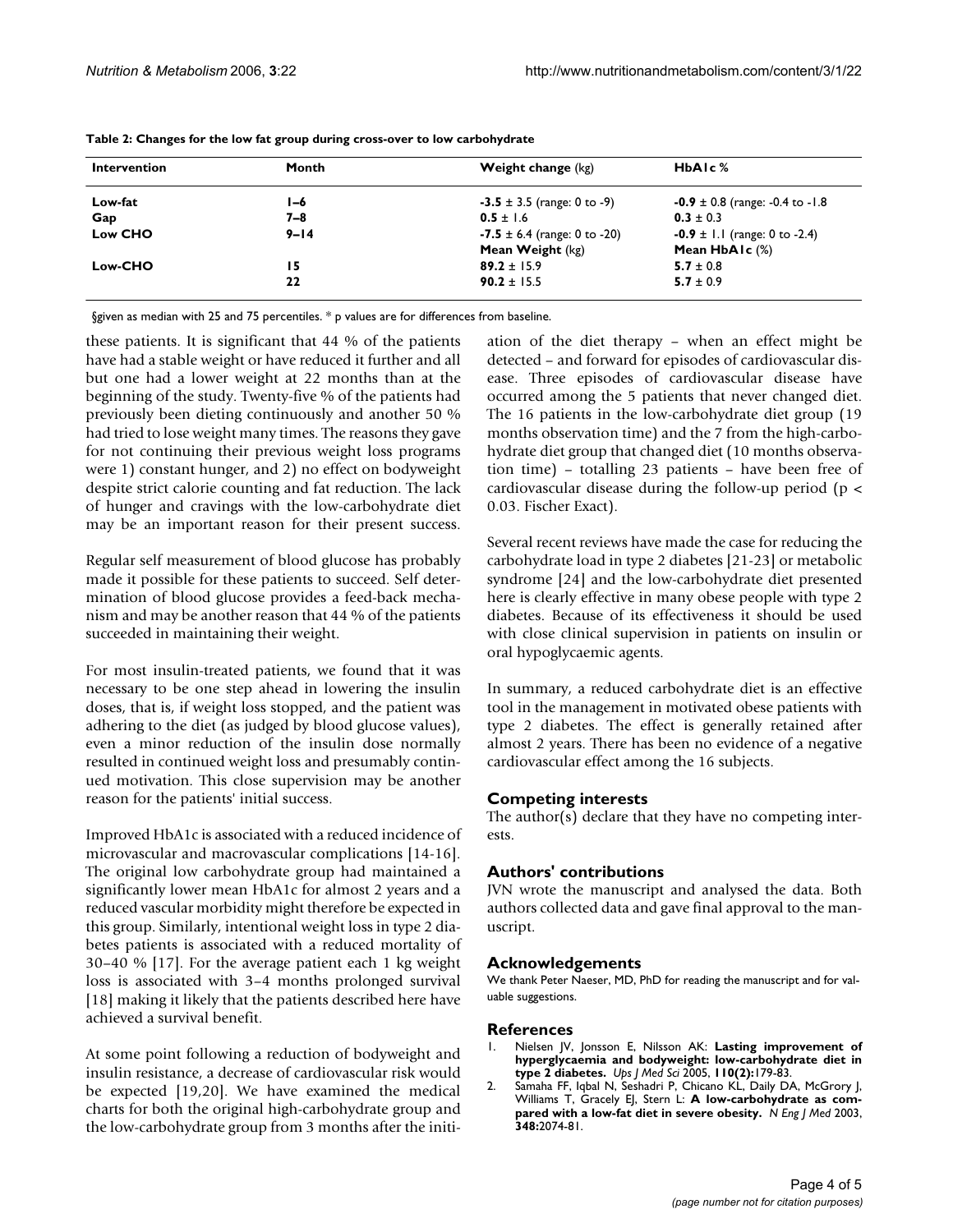**Table 2: Changes for the low fat group during cross-over to low carbohydrate**

| Intervention | Month | Weight change (kg) | HbA1c % |
|---|---|---|---|
| **Low-fat** | **1–6** | **-3.5** ± 3.5 (range: 0 to -9) | **-0.9** ± 0.8 (range: -0.4 to -1.8 |
| **Gap** | **7–8** | **0.5** ± 1.6 | **0.3** ± 0.3 |
| **Low CHO** | **9–14** | **-7.5** ± 6.4 (range: 0 to -20) | **-0.9** ± 1.1 (range: 0 to -2.4) |
| | | **Mean Weight** (kg) | **Mean HbA1c** (%) |
| **Low-CHO** | **15** | **89.2** ± 15.9 | **5.7** ± 0.8 |
| | **22** | **90.2** ± 15.5 | **5.7** ± 0.9 |

§given as median with 25 and 75 percentiles. * p values are for differences from baseline.

these patients. It is significant that 44 % of the patients have had a stable weight or have reduced it further and all but one had a lower weight at 22 months than at the beginning of the study. Twenty-five % of the patients had previously been dieting continuously and another 50 % had tried to lose weight many times. The reasons they gave for not continuing their previous weight loss programs were 1) constant hunger, and 2) no effect on bodyweight despite strict calorie counting and fat reduction. The lack of hunger and cravings with the low-carbohydrate diet may be an important reason for their present success.

Regular self measurement of blood glucose has probably made it possible for these patients to succeed. Self determination of blood glucose provides a feed-back mechanism and may be another reason that 44 % of the patients succeeded in maintaining their weight.

For most insulin-treated patients, we found that it was necessary to be one step ahead in lowering the insulin doses, that is, if weight loss stopped, and the patient was adhering to the diet (as judged by blood glucose values), even a minor reduction of the insulin dose normally resulted in continued weight loss and presumably continued motivation. This close supervision may be another reason for the patients' initial success.

Improved HbA1c is associated with a reduced incidence of microvascular and macrovascular complications [14-16]. The original low carbohydrate group had maintained a significantly lower mean HbA1c for almost 2 years and a reduced vascular morbidity might therefore be expected in this group. Similarly, intentional weight loss in type 2 diabetes patients is associated with a reduced mortality of 30–40 % [17]. For the average patient each 1 kg weight loss is associated with 3–4 months prolonged survival [18] making it likely that the patients described here have achieved a survival benefit.

At some point following a reduction of bodyweight and insulin resistance, a decrease of cardiovascular risk would be expected [19,20]. We have examined the medical charts for both the original high-carbohydrate group and the low-carbohydrate group from 3 months after the initiation of the diet therapy – when an effect might be detected – and forward for episodes of cardiovascular disease. Three episodes of cardiovascular disease have occurred among the 5 patients that never changed diet. The 16 patients in the low-carbohydrate diet group (19 months observation time) and the 7 from the high-carbohydrate diet group that changed diet (10 months observation time) – totalling 23 patients – have been free of cardiovascular disease during the follow-up period ($p < 0.03$. Fischer Exact).

Several recent reviews have made the case for reducing the carbohydrate load in type 2 diabetes [21-23] or metabolic syndrome [24] and the low-carbohydrate diet presented here is clearly effective in many obese people with type 2 diabetes. Because of its effectiveness it should be used with close clinical supervision in patients on insulin or oral hypoglycaemic agents.

In summary, a reduced carbohydrate diet is an effective tool in the management in motivated obese patients with type 2 diabetes. The effect is generally retained after almost 2 years. There has been no evidence of a negative cardiovascular effect among the 16 subjects.

## Competing interests

The author(s) declare that they have no competing interests.

## Authors' contributions

JVN wrote the manuscript and analysed the data. Both authors collected data and gave final approval to the manuscript.

## Acknowledgements

We thank Peter Naeser, MD, PhD for reading the manuscript and for valuable suggestions.

## References

1. Nielsen JV, Jonsson E, Nilsson AK: **Lasting improvement of hyperglycaemia and bodyweight: low-carbohydrate diet in type 2 diabetes.** *Ups J Med Sci* 2005, **110(2):**179-83.
2. Samaha FF, Iqbal N, Seshadri P, Chicano KL, Daily DA, McGrory J, Williams T, Gracely EJ, Stern L: **A low-carbohydrate as compared with a low-fat diet in severe obesity.** *N Eng J Med* 2003, **348:**2074-81.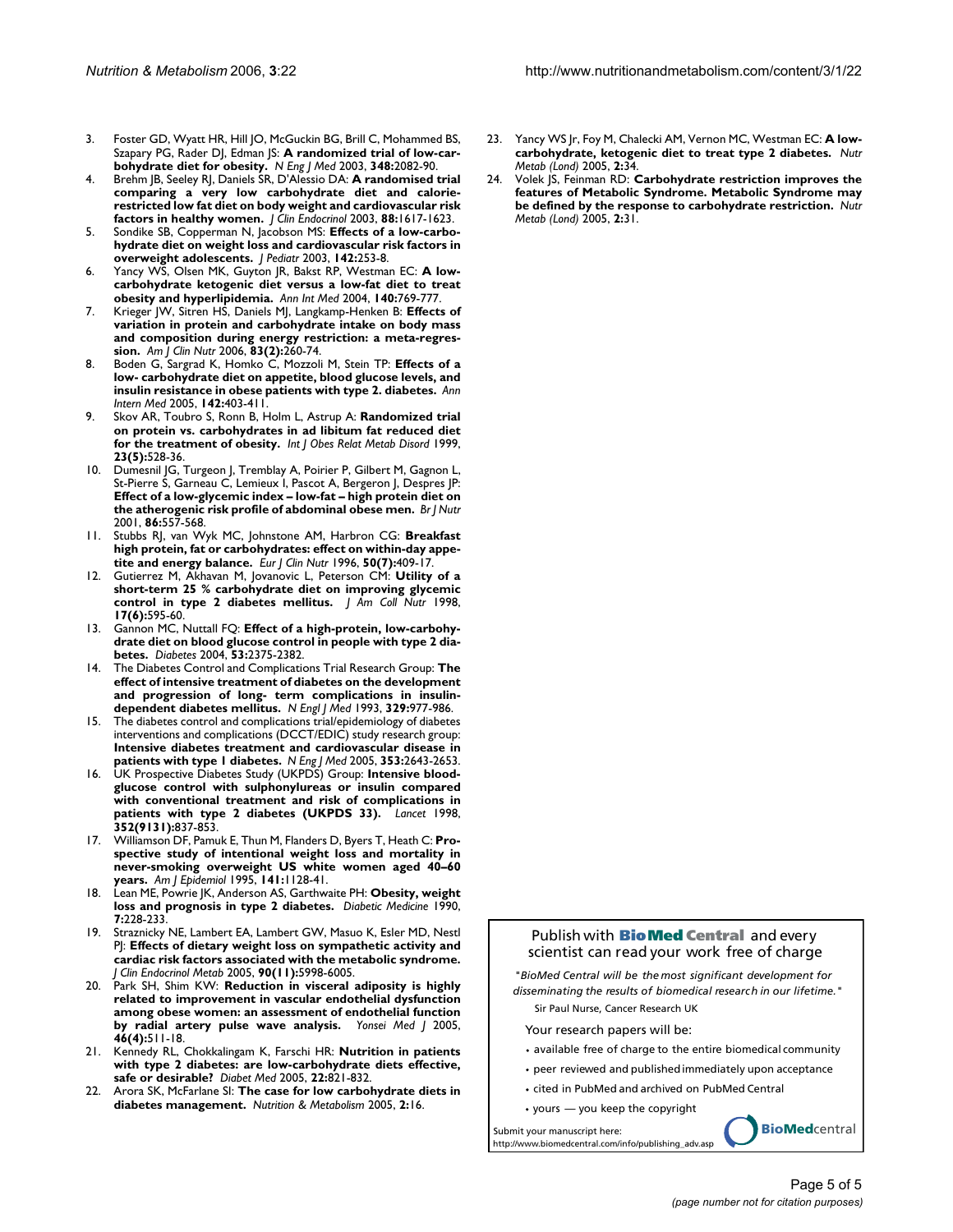3. Foster GD, Wyatt HR, Hill JO, McGuckin BG, Brill C, Mohammed BS, Szapary PG, Rader DJ, Edman JS: **A randomized trial of low-carbohydrate diet for obesity.** *N Eng J Med* 2003, **348:**2082-90.
4. Brehm JB, Seeley RJ, Daniels SR, D'Alessio DA: **A randomised trial comparing a very low carbohydrate diet and calorie-restricted low fat diet on body weight and cardiovascular risk factors in healthy women.** *J Clin Endocrinol* 2003, **88:**1617-1623.
5. Sondike SB, Copperman N, Jacobson MS: **Effects of a low-carbohydrate diet on weight loss and cardiovascular risk factors in overweight adolescents.** *J Pediatr* 2003, **142:**253-8.
6. Yancy WS, Olsen MK, Guyton JR, Bakst RP, Westman EC: **A low-carbohydrate ketogenic diet versus a low-fat diet to treat obesity and hyperlipidemia.** *Ann Int Med* 2004, **140:**769-777.
7. Krieger JW, Sitren HS, Daniels MJ, Langkamp-Henken B: **Effects of variation in protein and carbohydrate intake on body mass and composition during energy restriction: a meta-regression.** *Am J Clin Nutr* 2006, **83(2):**260-74.
8. Boden G, Sargrad K, Homko C, Mozzoli M, Stein TP: **Effects of a low- carbohydrate diet on appetite, blood glucose levels, and insulin resistance in obese patients with type 2. diabetes.** *Ann Intern Med* 2005, **142:**403-411.
9. Skov AR, Toubro S, Ronn B, Holm L, Astrup A: **Randomized trial on protein vs. carbohydrates in ad libitum fat reduced diet for the treatment of obesity.** *Int J Obes Relat Metab Disord* 1999, **23(5):**528-36.
10. Dumesnil JG, Turgeon J, Tremblay A, Poirier P, Gilbert M, Gagnon L, St-Pierre S, Garneau C, Lemieux I, Pascot A, Bergeron J, Despres JP: **Effect of a low-glycemic index – low-fat – high protein diet on the atherogenic risk profile of abdominal obese men.** *Br J Nutr* 2001, **86:**557-568.
11. Stubbs RJ, van Wyk MC, Johnstone AM, Harbron CG: **Breakfast high protein, fat or carbohydrates: effect on within-day appetite and energy balance.** *Eur J Clin Nutr* 1996, **50(7):**409-17.
12. Gutierrez M, Akhavan M, Jovanovic L, Peterson CM: **Utility of a short-term 25 % carbohydrate diet on improving glycemic control in type 2 diabetes mellitus.** *J Am Coll Nutr* 1998, **17(6):**595-60.
13. Gannon MC, Nuttall FQ: **Effect of a high-protein, low-carbohydrate diet on blood glucose control in people with type 2 diabetes.** *Diabetes* 2004, **53:**2375-2382.
14. The Diabetes Control and Complications Trial Research Group: **The effect of intensive treatment of diabetes on the development and progression of long- term complications in insulin-dependent diabetes mellitus.** *N Engl J Med* 1993, **329:**977-986.
15. The diabetes control and complications trial/epidemiology of diabetes interventions and complications (DCCT/EDIC) study research group: **Intensive diabetes treatment and cardiovascular disease in patients with type I diabetes.** *N Eng J Med* 2005, **353:**2643-2653.
16. UK Prospective Diabetes Study (UKPDS) Group: **Intensive blood-glucose control with sulphonylureas or insulin compared with conventional treatment and risk of complications in patients with type 2 diabetes (UKPDS 33).** *Lancet* 1998, **352(9131):**837-853.
17. Williamson DF, Pamuk E, Thun M, Flanders D, Byers T, Heath C: **Prospective study of intentional weight loss and mortality in never-smoking overweight US white women aged 40–60 years.** *Am J Epidemiol* 1995, **141:**1128-41.
18. Lean ME, Powrie JK, Anderson AS, Garthwaite PH: **Obesity, weight loss and prognosis in type 2 diabetes.** *Diabetic Medicine* 1990, **7:**228-233.
19. Straznicky NE, Lambert EA, Lambert GW, Masuo K, Esler MD, Nestl PJ: **Effects of dietary weight loss on sympathetic activity and cardiac risk factors associated with the metabolic syndrome.** *J Clin Endocrinol Metab* 2005, **90(11):**5998-6005.
20. Park SH, Shim KW: **Reduction in visceral adiposity is highly related to improvement in vascular endothelial dysfunction among obese women: an assessment of endothelial function by radial artery pulse wave analysis.** *Yonsei Med J* 2005, **46(4):**511-18.
21. Kennedy RL, Chokkalingam K, Farschi HR: **Nutrition in patients with type 2 diabetes: are low-carbohydrate diets effective, safe or desirable?** *Diabet Med* 2005, **22:**821-832.
22. Arora SK, McFarlane SI: **The case for low carbohydrate diets in diabetes management.** *Nutrition & Metabolism* 2005, **2:**16.
23. Yancy WS Jr, Foy M, Chalecki AM, Vernon MC, Westman EC: **A low-carbohydrate, ketogenic diet to treat type 2 diabetes.** *Nutr Metab (Lond)* 2005, **2:**34.
24. Volek JS, Feinman RD: **Carbohydrate restriction improves the features of Metabolic Syndrome. Metabolic Syndrome may be defined by the response to carbohydrate restriction.** *Nutr Metab (Lond)* 2005, **2:**31.

Publish with **BioMed Central** and every scientist can read your work free of charge

*"BioMed Central will be the most significant development for disseminating the results of biomedical research in our lifetime."*

Sir Paul Nurse, Cancer Research UK

Your research papers will be:

- available free of charge to the entire biomedical community
- peer reviewed and published immediately upon acceptance
- cited in PubMed and archived on PubMed Central
- yours — you keep the copyright

Submit your manuscript here:
http://www.biomedcentral.com/info/publishing_adv.asp

BioMedcentral